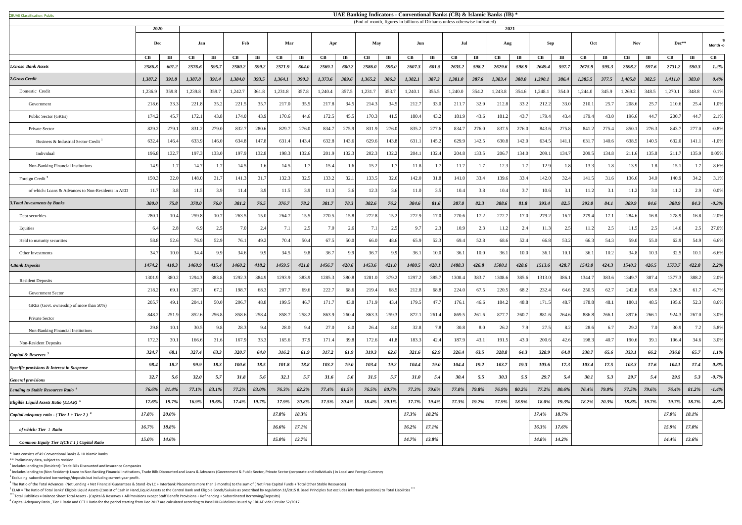CBUAE Classification: Public

# UAE Banking Indicators - Conventional Banks (CB) & Islamic Banks (IB) *

(End of month, figures in billions of Dirhams unless otherwise indicated)

| | 2020 | | 2021 | | | | | | | | | | | | | | | | | | | | | | | | |
|---|---|---|---|---|---|---|---|---|---|---|---|---|---|---|---|---|---|---|---|---|---|---|---|---|---|---|---|
| | Dec | | Jan | | Feb | | Mar | | Apr | | May | | Jun | | Jul | | Aug | | Sep | | Oct | | Nov | | Dec** | | % Month -o |
| | CB | IB | CB | IB | CB | IB | CB | IB | CB | IB | CB | IB | CB | IB | CB | IB | CB | IB | CB | IB | CB | IB | CB | IB | CB | IB | CB |
| *1.Gross Bank Assets* | *2586.8* | *601.2* | *2576.6* | *595.7* | *2580.2* | *599.2* | *2571.9* | *604.0* | *2569.1* | *600.2* | *2586.0* | *596.0* | *2607.3* | *601.5* | *2635.2* | *598.2* | *2629.6* | *598.9* | *2649.4* | *597.7* | *2675.9* | *595.3* | *2698.2* | *597.6* | *2731.2* | *590.3* | *1.2%* |
| *2.Gross Credit* | *1,387.2* | *391.8* | *1,387.8* | *391.4* | *1,384.0* | *393.5* | *1,364.1* | *390.3* | *1,373.6* | *389.6* | *1,365.2* | *386.3* | *1,382.1* | *387.3* | *1,381.0* | *387.6* | *1,383.4* | *388.0* | *1,390.1* | *386.4* | *1,385.5* | *377.5* | *1,405.8* | *382.5* | *1,411.0* | *383.0* | *0.4%* |
| Domestic Credit | 1,236.9 | 359.8 | 1,239.8 | 359.7 | 1,242.7 | 361.8 | 1,231.8 | 357.8 | 1,240.4 | 357.5 | 1,231.7 | 353.7 | 1,240.1 | 355.5 | 1,240.0 | 354.2 | 1,243.8 | 354.6 | 1,248.1 | 354.0 | 1,244.0 | 345.9 | 1,269.2 | 348.5 | 1,270.1 | 348.8 | 0.1% |
| Government | 218.6 | 33.3 | 221.8 | 35.2 | 221.5 | 35.7 | 217.0 | 35.5 | 217.8 | 34.5 | 214.3 | 34.5 | 212.7 | 33.0 | 211.7 | 32.9 | 212.8 | 33.2 | 212.2 | 33.0 | 210.1 | 25.7 | 208.6 | 25.7 | 210.6 | 25.4 | 1.0% |
| Public Sector (GREs) | 174.2 | 45.7 | 172.1 | 43.8 | 174.0 | 43.9 | 170.6 | 44.6 | 172.5 | 45.5 | 170.3 | 41.5 | 180.4 | 43.2 | 181.9 | 43.6 | 181.2 | 43.7 | 179.4 | 43.4 | 179.4 | 43.0 | 196.6 | 44.7 | 200.7 | 44.7 | 2.1% |
| Private Sector | 829.2 | 279.1 | 831.2 | 279.0 | 832.7 | 280.6 | 829.7 | 276.0 | 834.7 | 275.9 | 831.9 | 276.0 | 835.2 | 277.6 | 834.7 | 276.0 | 837.5 | 276.0 | 843.6 | 275.8 | 841.2 | 275.4 | 850.1 | 276.3 | 843.7 | 277.0 | -0.8% |
| Business & Industrial Sector Credit [1] | 632.4 | 146.4 | 633.9 | 146.0 | 634.8 | 147.8 | 631.4 | 143.4 | 632.8 | 143.6 | 629.6 | 143.8 | 631.1 | 145.2 | 629.9 | 142.5 | 630.8 | 142.0 | 634.5 | 141.1 | 631.7 | 140.6 | 638.5 | 140.5 | 632.0 | 141.1 | -1.0% |
| Individual | 196.8 | 132.7 | 197.3 | 133.0 | 197.9 | 132.8 | 198.3 | 132.6 | 201.9 | 132.3 | 202.3 | 132.2 | 204.1 | 132.4 | 204.8 | 133.5 | 206.7 | 134.0 | 209.1 | 134.7 | 209.5 | 134.8 | 211.6 | 135.8 | 211.7 | 135.9 | 0.05% |
| Non-Banking Financial Institutions | 14.9 | 1.7 | 14.7 | 1.7 | 14.5 | 1.6 | 14.5 | 1.7 | 15.4 | 1.6 | 15.2 | 1.7 | 11.8 | 1.7 | 11.7 | 1.7 | 12.3 | 1.7 | 12.9 | 1.8 | 13.3 | 1.8 | 13.9 | 1.8 | 15.1 | 1.7 | 8.6% |
| Foreign Credit [2] | 150.3 | 32.0 | 148.0 | 31.7 | 141.3 | 31.7 | 132.3 | 32.5 | 133.2 | 32.1 | 133.5 | 32.6 | 142.0 | 31.8 | 141.0 | 33.4 | 139.6 | 33.4 | 142.0 | 32.4 | 141.5 | 31.6 | 136.6 | 34.0 | 140.9 | 34.2 | 3.1% |
| of which: Loans & Advances to Non-Residents in AED | 11.7 | 3.8 | 11.5 | 3.9 | 11.4 | 3.9 | 11.5 | 3.9 | 11.3 | 3.6 | 12.3 | 3.6 | 11.0 | 3.5 | 10.4 | 3.8 | 10.4 | 3.7 | 10.6 | 3.1 | 11.2 | 3.1 | 11.2 | 3.0 | 11.2 | 2.9 | 0.0% |
| *3.Total Investments by Banks* | *380.0* | *75.8* | *378.0* | *76.0* | *381.2* | *76.5* | *376.7* | *78.2* | *381.7* | *78.3* | *382.6* | *76.2* | *384.6* | *81.6* | *387.0* | *82.3* | *388.6* | *81.8* | *393.4* | *82.5* | *393.0* | *84.1* | *389.9* | *84.6* | *388.9* | *84.3* | *-0.3%* |
| Debt securities | 280.1 | 10.4 | 259.8 | 10.7 | 263.5 | 15.0 | 264.7 | 15.5 | 270.5 | 15.8 | 272.8 | 15.2 | 272.9 | 17.0 | 270.6 | 17.2 | 272.7 | 17.0 | 279.2 | 16.7 | 279.4 | 17.1 | 284.6 | 16.8 | 278.9 | 16.8 | -2.0% |
| Equities | 6.4 | 2.8 | 6.9 | 2.5 | 7.0 | 2.4 | 7.1 | 2.5 | 7.0 | 2.6 | 7.1 | 2.5 | 9.7 | 2.3 | 10.9 | 2.3 | 11.2 | 2.4 | 11.3 | 2.5 | 11.2 | 2.5 | 11.5 | 2.5 | 14.6 | 2.5 | 27.0% |
| Held to maturity securities | 58.8 | 52.6 | 76.9 | 52.9 | 76.1 | 49.2 | 70.4 | 50.4 | 67.5 | 50.0 | 66.0 | 48.6 | 65.9 | 52.3 | 69.4 | 52.8 | 68.6 | 52.4 | 66.8 | 53.2 | 66.3 | 54.3 | 59.0 | 55.0 | 62.9 | 54.9 | 6.6% |
| Other Investments | 34.7 | 10.0 | 34.4 | 9.9 | 34.6 | 9.9 | 34.5 | 9.8 | 36.7 | 9.9 | 36.7 | 9.9 | 36.1 | 10.0 | 36.1 | 10.0 | 36.1 | 10.0 | 36.1 | 10.1 | 36.1 | 10.2 | 34.8 | 10.3 | 32.5 | 10.1 | -6.6% |
| *4.Bank Deposits* | *1474.2* | *410.3* | *1460.9* | *415.4* | *1460.2* | *418.2* | *1459.5* | *421.8* | *1456.7* | *420.6* | *1453.6* | *421.0* | *1480.5* | *428.1* | *1488.3* | *426.8* | *1500.1* | *428.6* | *1513.6* | *428.7* | *1543.0* | *424.3* | *1540.3* | *426.5* | *1573.7* | *422.8* | *2.2%* |
| Resident Deposits | 1301.9 | 380.2 | 1294.3 | 383.8 | 1292.3 | 384.9 | 1293.9 | 383.9 | 1285.3 | 380.8 | 1281.0 | 379.2 | 1297.2 | 385.7 | 1300.4 | 383.7 | 1308.6 | 385.6 | 1313.0 | 386.1 | 1344.7 | 383.6 | 1349.7 | 387.4 | 1377.3 | 388.2 | 2.0% |
| Government Sector | 218.2 | 69.1 | 207.1 | 67.2 | 198.7 | 68.3 | 207.7 | 69.6 | 222.7 | 68.6 | 219.4 | 68.5 | 212.8 | 68.8 | 224.0 | 67.5 | 220.5 | 68.2 | 232.4 | 64.6 | 250.5 | 62.7 | 242.8 | 65.8 | 226.5 | 61.7 | -6.7% |
| GREs (Govt. ownership of more than 50%) | 205.7 | 49.1 | 204.1 | 50.0 | 206.7 | 48.8 | 199.5 | 46.7 | 171.7 | 43.8 | 171.9 | 43.4 | 179.5 | 47.7 | 176.1 | 46.6 | 184.2 | 48.8 | 171.5 | 48.7 | 178.8 | 48.1 | 180.1 | 48.5 | 195.6 | 52.3 | 8.6% |
| Private Sector | 848.2 | 251.9 | 852.6 | 256.8 | 858.6 | 258.4 | 858.7 | 258.2 | 863.9 | 260.4 | 863.3 | 259.3 | 872.1 | 261.4 | 869.5 | 261.6 | 877.7 | 260.7 | 881.6 | 264.6 | 886.8 | 266.1 | 897.6 | 266.1 | 924.3 | 267.0 | 3.0% |
| Non-Banking Financial Institutions | 29.8 | 10.1 | 30.5 | 9.8 | 28.3 | 9.4 | 28.0 | 9.4 | 27.0 | 8.0 | 26.4 | 8.0 | 32.8 | 7.8 | 30.8 | 8.0 | 26.2 | 7.9 | 27.5 | 8.2 | 28.6 | 6.7 | 29.2 | 7.0 | 30.9 | 7.2 | 5.8% |
| Non-Resident Deposits | 172.3 | 30.1 | 166.6 | 31.6 | 167.9 | 33.3 | 165.6 | 37.9 | 171.4 | 39.8 | 172.6 | 41.8 | 183.3 | 42.4 | 187.9 | 43.1 | 191.5 | 43.0 | 200.6 | 42.6 | 198.3 | 40.7 | 190.6 | 39.1 | 196.4 | 34.6 | 3.0% |
| *Capital & Reserves [3]* | *324.7* | *68.1* | *327.4* | *63.3* | *320.7* | *64.0* | *316.2* | *61.9* | *317.2* | *61.9* | *319.3* | *62.6* | *321.6* | *62.9* | *326.4* | *63.5* | *328.8* | *64.3* | *328.9* | *64.8* | *330.7* | *65.6* | *333.1* | *66.2* | *336.8* | *65.7* | *1.1%* |
| *Specific provisions & Interest in Suspense* | *98.4* | *18.2* | *99.9* | *18.3* | *100.6* | *18.5* | *101.8* | *18.8* | *103.2* | *19.0* | *103.4* | *19.2* | *104.4* | *19.0* | *104.4* | *19.2* | *103.7* | *19.3* | *103.6* | *17.3* | *103.4* | *17.5* | *103.3* | *17.6* | *104.1* | *17.4* | *0.8%* |
| *General provisions* | *32.7* | *5.6* | *32.0* | *5.7* | *31.8* | *5.6* | *32.1* | *5.7* | *31.6* | *5.6* | *31.5* | *5.7* | *31.0* | *5.4* | *30.4* | *5.5* | *30.3* | *5.5* | *29.7* | *5.4* | *30.1* | *5.3* | *29.7* | *5.4* | *29.5* | *5.3* | *-0.7%* |
| *Lending to Stable Resources Ratio [4]* | *76.6%* | *81.4%* | *77.1%* | *83.1%* | *77.2%* | *83.0%* | *76.3%* | *82.2%* | *77.4%* | *81.5%* | *76.5%* | *80.7%* | *77.3%* | *79.6%* | *77.0%* | *79.8%* | *76.9%* | *80.2%* | *77.2%* | *80.6%* | *76.4%* | *79.0%* | *77.5%* | *79.6%* | *76.4%* | *81.2%* | *-1.4%* |
| *Eligible Liquid Assets Ratio (ELAR) [5]* | *17.6%* | *19.7%* | *16.9%* | *19.6%* | *17.4%* | *19.7%* | *17.9%* | *20.8%* | *17.5%* | *20.4%* | *18.4%* | *20.1%* | *17.7%* | *19.4%* | *17.3%* | *19.2%* | *17.9%* | *18.9%* | *18.0%* | *19.3%* | *18.2%* | *20.3%* | *18.8%* | *19.7%* | *19.7%* | *18.7%* | *4.8%* |
| *Capital adequacy ratio - ( Tier 1 + Tier 2 ) [6]* | *17.8%* | *20.0%* | | | | | *17.8%* | *18.3%* | | | | | *17.3%* | *18.2%* | | | | | *17.4%* | *18.7%* | | | | | *17.0%* | *18.1%* | |
| *of which: Tier 1 Ratio* | *16.7%* | *18.8%* | | | | | *16.6%* | *17.1%* | | | | | *16.2%* | *17.1%* | | | | | *16.3%* | *17.6%* | | | | | *15.9%* | *17.0%* | |
| *Common Equity Tier 1(CET 1 ) Capital Ratio* | *15.0%* | *14.6%* | | | | | *15.0%* | *13.7%* | | | | | *14.7%* | *13.8%* | | | | | *14.8%* | *14.2%* | | | | | *14.4%* | *13.6%* | |

\* Data consists of 49 Conventional Banks & 10 Islamic Banks

\*\* Preliminary data, subject to revision

[1] Includes lending to (Resident): Trade Bills Discounted and Insurance Companies

[2] Includes lending to (Non Resident): Loans to Non Banking Financial Institutions, Trade Bills Discounted and Loans & Advances (Government & Public Sector, Private Sector (corporate and Individuals ) in Local and Foreign Currency

[3] Excluding subordinated borrowings/deposits but including current year profit.

[4] The Ratio of the Total Advances (Net Lending + Net Financial Guarantees & Stand -by LC + Interbank Placements more than 3 months) to the sum of ( Net Free Capital Funds + Total Other Stable Resources)

[5] ELAR = The Ratio of Total Banks' Eligible Liquid Assets (Consist of Cash in Hand,Liquid Assets at the Central Bank and Eligible Bonds/Sukuks as prescribed by regulation 33/2015 & Basel Principles but excludes interbank positions) to Total Liabilities \*\*\*

\*\*\* Total Liabilities = Balance Sheet Total Assets - (Capital & Reserves + All Provisions except Staff Benefit Provisions + Refinancing + Subordinated Borrowing/Deposits)

[6] Capital Adequacy Ratio , Tier 1 Ratio and CET 1 Ratio for the period starting from Dec 2017 are calculated according to Basel III Guidelines issued by CBUAE vide Circular 52/2017 .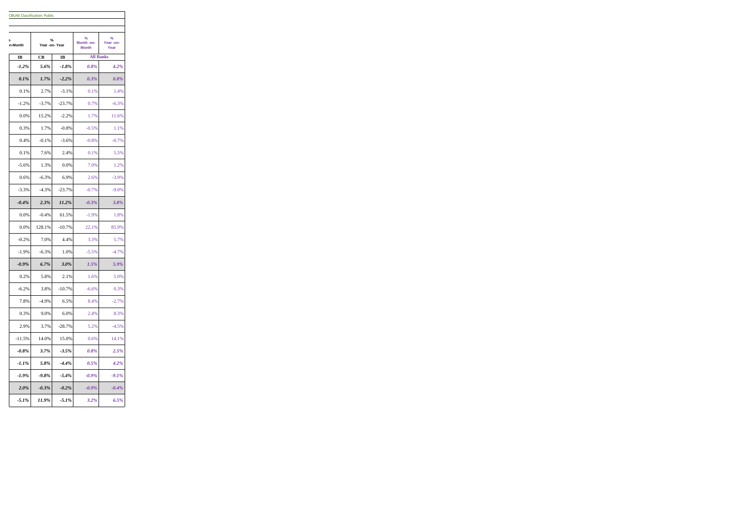CBUAE Classification: Public

| % Month-on-Month | % Year-on-Year | | % Month-on-Month | % Year-on-Year |
|---|---|---|---|---|
| IB | CB | IB | All Banks | |
| ***-1.2%*** | ***5.6%*** | ***-1.8%*** | ***0.8%*** | ***4.2%*** |
| ***0.1%*** | ***1.7%*** | ***-2.2%*** | ***0.3%*** | ***0.8%*** |
| 0.1% | 2.7% | -3.1% | 0.1% | 1.4% |
| -1.2% | -3.7% | -23.7% | 0.7% | -6.3% |
| 0.0% | 15.2% | -2.2% | 1.7% | 11.6% |
| 0.3% | 1.7% | -0.8% | -0.5% | 1.1% |
| 0.4% | -0.1% | -3.6% | -0.8% | -0.7% |
| 0.1% | 7.6% | 2.4% | 0.1% | 5.5% |
| -5.6% | 1.3% | 0.0% | 7.0% | 1.2% |
| 0.6% | -6.3% | 6.9% | 2.6% | -3.9% |
| -3.3% | -4.3% | -23.7% | -0.7% | -9.0% |
| ***-0.4%*** | ***2.3%*** | ***11.2%*** | ***-0.3%*** | ***3.8%*** |
| 0.0% | -0.4% | 61.5% | -1.9% | 1.8% |
| 0.0% | 128.1% | -10.7% | 22.1% | 85.9% |
| -0.2% | 7.0% | 4.4% | 3.3% | 5.7% |
| -1.9% | -6.3% | 1.0% | -5.5% | -4.7% |
| ***-0.9%*** | ***6.7%*** | ***3.0%*** | ***1.5%*** | ***5.9%*** |
| 0.2% | 5.8% | 2.1% | 1.6% | 5.0% |
| -6.2% | 3.8% | -10.7% | -6.6% | 0.3% |
| 7.8% | -4.9% | 6.5% | 8.4% | -2.7% |
| 0.3% | 9.0% | 6.0% | 2.4% | 8.3% |
| 2.9% | 3.7% | -28.7% | 5.2% | -4.5% |
| -11.5% | 14.0% | 15.0% | 0.6% | 14.1% |
| ***-0.8%*** | ***3.7%*** | ***-3.5%*** | ***0.8%*** | ***2.5%*** |
| ***-1.1%*** | ***5.8%*** | ***-4.4%*** | ***0.5%*** | ***4.2%*** |
| ***-1.9%*** | ***-9.8%*** | ***-5.4%*** | ***-0.9%*** | ***-9.1%*** |
| ***2.0%*** | ***-0.3%*** | ***-0.2%*** | ***-0.9%*** | ***-0.4%*** |
| ***-5.1%*** | ***11.9%*** | ***-5.1%*** | ***3.2%*** | ***6.5%*** |